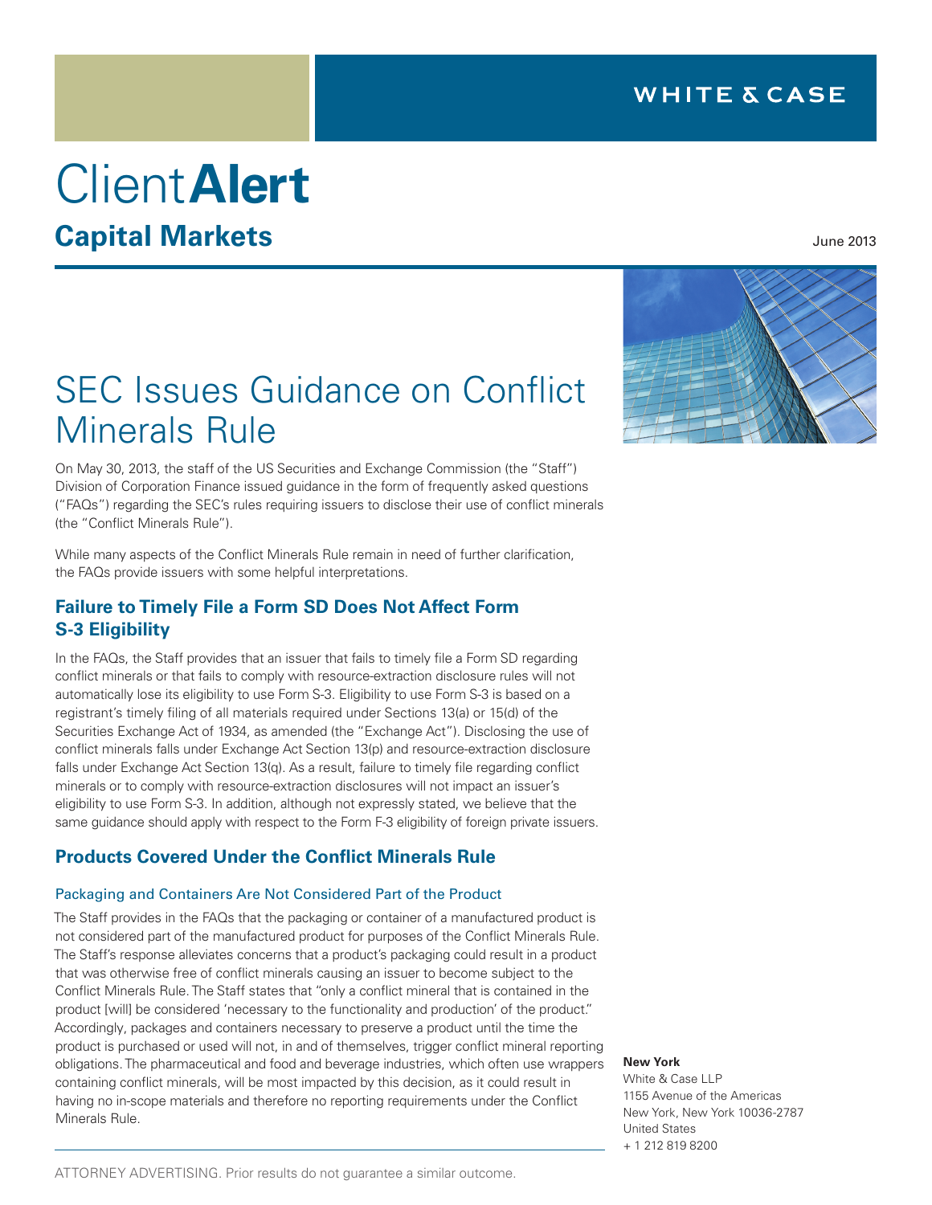WHITE & CASE

# Client**Alert**

## Capital Markets

June 2013

# SEC Issues Guidance on Conflict Minerals Rule

On May 30, 2013, the staff of the US Securities and Exchange Commission (the "Staff") Division of Corporation Finance issued guidance in the form of frequently asked questions ("FAQs") regarding the SEC's rules requiring issuers to disclose their use of conflict minerals (the "Conflict Minerals Rule").

While many aspects of the Conflict Minerals Rule remain in need of further clarification, the FAQs provide issuers with some helpful interpretations.

## Failure to Timely File a Form SD Does Not Affect Form S-3 Eligibility

In the FAQs, the Staff provides that an issuer that fails to timely file a Form SD regarding conflict minerals or that fails to comply with resource-extraction disclosure rules will not automatically lose its eligibility to use Form S-3. Eligibility to use Form S-3 is based on a registrant's timely filing of all materials required under Sections 13(a) or 15(d) of the Securities Exchange Act of 1934, as amended (the "Exchange Act"). Disclosing the use of conflict minerals falls under Exchange Act Section 13(p) and resource-extraction disclosure falls under Exchange Act Section 13(q). As a result, failure to timely file regarding conflict minerals or to comply with resource-extraction disclosures will not impact an issuer's eligibility to use Form S-3. In addition, although not expressly stated, we believe that the same guidance should apply with respect to the Form F-3 eligibility of foreign private issuers.

## Products Covered Under the Conflict Minerals Rule

### Packaging and Containers Are Not Considered Part of the Product

The Staff provides in the FAQs that the packaging or container of a manufactured product is not considered part of the manufactured product for purposes of the Conflict Minerals Rule. The Staff's response alleviates concerns that a product's packaging could result in a product that was otherwise free of conflict minerals causing an issuer to become subject to the Conflict Minerals Rule. The Staff states that "only a conflict mineral that is contained in the product [will] be considered 'necessary to the functionality and production' of the product." Accordingly, packages and containers necessary to preserve a product until the time the product is purchased or used will not, in and of themselves, trigger conflict mineral reporting obligations. The pharmaceutical and food and beverage industries, which often use wrappers containing conflict minerals, will be most impacted by this decision, as it could result in having no in-scope materials and therefore no reporting requirements under the Conflict Minerals Rule.

**New York**
White & Case LLP
1155 Avenue of the Americas
New York, New York 10036-2787
United States
+ 1 212 819 8200

ATTORNEY ADVERTISING. Prior results do not guarantee a similar outcome.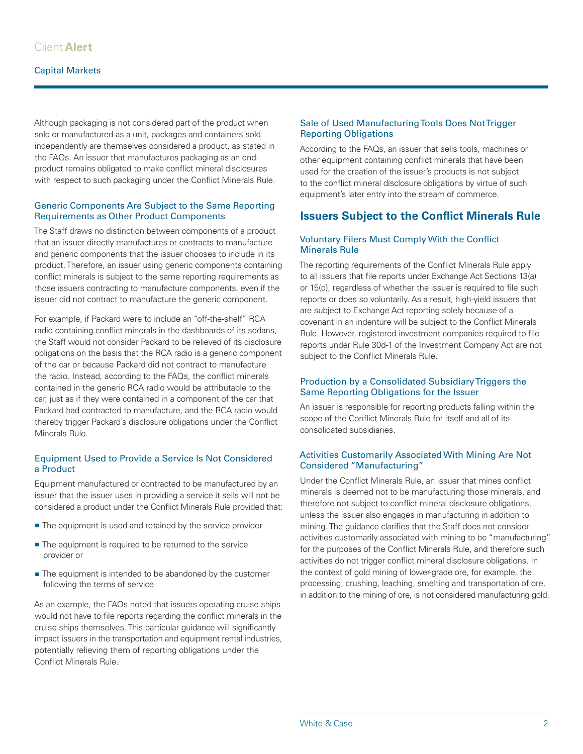Although packaging is not considered part of the product when sold or manufactured as a unit, packages and containers sold independently are themselves considered a product, as stated in the FAQs. An issuer that manufactures packaging as an end-product remains obligated to make conflict mineral disclosures with respect to such packaging under the Conflict Minerals Rule.

### Generic Components Are Subject to the Same Reporting Requirements as Other Product Components

The Staff draws no distinction between components of a product that an issuer directly manufactures or contracts to manufacture and generic components that the issuer chooses to include in its product. Therefore, an issuer using generic components containing conflict minerals is subject to the same reporting requirements as those issuers contracting to manufacture components, even if the issuer did not contract to manufacture the generic component.

For example, if Packard were to include an "off-the-shelf" RCA radio containing conflict minerals in the dashboards of its sedans, the Staff would not consider Packard to be relieved of its disclosure obligations on the basis that the RCA radio is a generic component of the car or because Packard did not contract to manufacture the radio. Instead, according to the FAQs, the conflict minerals contained in the generic RCA radio would be attributable to the car, just as if they were contained in a component of the car that Packard had contracted to manufacture, and the RCA radio would thereby trigger Packard's disclosure obligations under the Conflict Minerals Rule.

### Equipment Used to Provide a Service Is Not Considered a Product

Equipment manufactured or contracted to be manufactured by an issuer that the issuer uses in providing a service it sells will not be considered a product under the Conflict Minerals Rule provided that:

- The equipment is used and retained by the service provider
- The equipment is required to be returned to the service provider or
- The equipment is intended to be abandoned by the customer following the terms of service

As an example, the FAQs noted that issuers operating cruise ships would not have to file reports regarding the conflict minerals in the cruise ships themselves. This particular guidance will significantly impact issuers in the transportation and equipment rental industries, potentially relieving them of reporting obligations under the Conflict Minerals Rule.

### Sale of Used Manufacturing Tools Does Not Trigger Reporting Obligations

According to the FAQs, an issuer that sells tools, machines or other equipment containing conflict minerals that have been used for the creation of the issuer's products is not subject to the conflict mineral disclosure obligations by virtue of such equipment's later entry into the stream of commerce.

## Issuers Subject to the Conflict Minerals Rule

### Voluntary Filers Must Comply With the Conflict Minerals Rule

The reporting requirements of the Conflict Minerals Rule apply to all issuers that file reports under Exchange Act Sections 13(a) or 15(d), regardless of whether the issuer is required to file such reports or does so voluntarily. As a result, high-yield issuers that are subject to Exchange Act reporting solely because of a covenant in an indenture will be subject to the Conflict Minerals Rule. However, registered investment companies required to file reports under Rule 30d-1 of the Investment Company Act are not subject to the Conflict Minerals Rule.

### Production by a Consolidated Subsidiary Triggers the Same Reporting Obligations for the Issuer

An issuer is responsible for reporting products falling within the scope of the Conflict Minerals Rule for itself and all of its consolidated subsidiaries.

### Activities Customarily Associated With Mining Are Not Considered "Manufacturing"

Under the Conflict Minerals Rule, an issuer that mines conflict minerals is deemed not to be manufacturing those minerals, and therefore not subject to conflict mineral disclosure obligations, unless the issuer also engages in manufacturing in addition to mining. The guidance clarifies that the Staff does not consider activities customarily associated with mining to be "manufacturing" for the purposes of the Conflict Minerals Rule, and therefore such activities do not trigger conflict mineral disclosure obligations. In the context of gold mining of lower-grade ore, for example, the processing, crushing, leaching, smelting and transportation of ore, in addition to the mining of ore, is not considered manufacturing gold.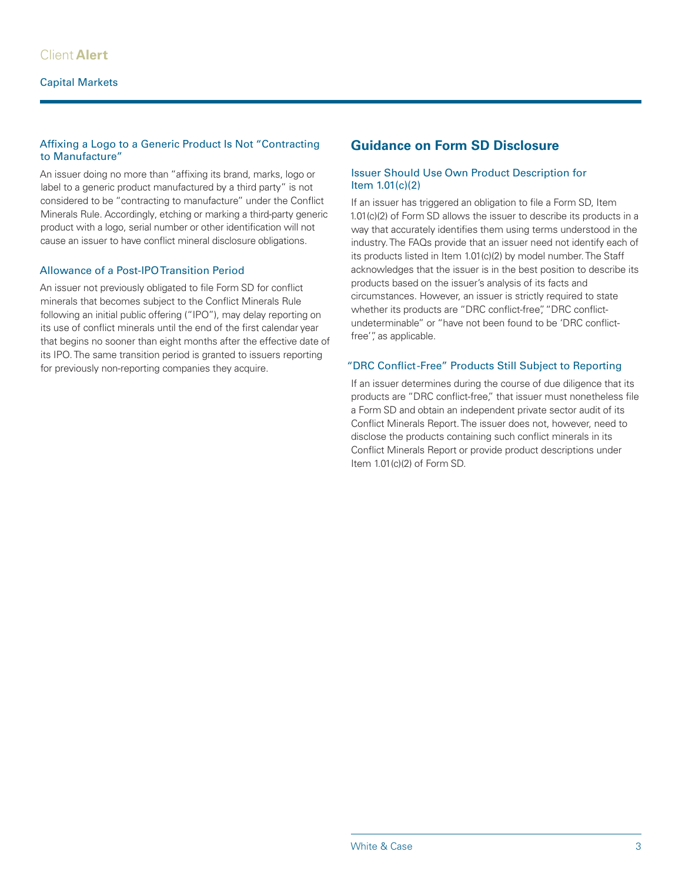### Affixing a Logo to a Generic Product Is Not "Contracting to Manufacture"

An issuer doing no more than "affixing its brand, marks, logo or label to a generic product manufactured by a third party" is not considered to be "contracting to manufacture" under the Conflict Minerals Rule. Accordingly, etching or marking a third-party generic product with a logo, serial number or other identification will not cause an issuer to have conflict mineral disclosure obligations.

### Allowance of a Post-IPO Transition Period

An issuer not previously obligated to file Form SD for conflict minerals that becomes subject to the Conflict Minerals Rule following an initial public offering ("IPO"), may delay reporting on its use of conflict minerals until the end of the first calendar year that begins no sooner than eight months after the effective date of its IPO. The same transition period is granted to issuers reporting for previously non-reporting companies they acquire.

## Guidance on Form SD Disclosure

### Issuer Should Use Own Product Description for Item 1.01(c)(2)

If an issuer has triggered an obligation to file a Form SD, Item 1.01(c)(2) of Form SD allows the issuer to describe its products in a way that accurately identifies them using terms understood in the industry. The FAQs provide that an issuer need not identify each of its products listed in Item 1.01(c)(2) by model number. The Staff acknowledges that the issuer is in the best position to describe its products based on the issuer's analysis of its facts and circumstances. However, an issuer is strictly required to state whether its products are "DRC conflict-free", "DRC conflict-undeterminable" or "have not been found to be 'DRC conflict-free'", as applicable.

### "DRC Conflict-Free" Products Still Subject to Reporting

If an issuer determines during the course of due diligence that its products are "DRC conflict-free," that issuer must nonetheless file a Form SD and obtain an independent private sector audit of its Conflict Minerals Report. The issuer does not, however, need to disclose the products containing such conflict minerals in its Conflict Minerals Report or provide product descriptions under Item 1.01(c)(2) of Form SD.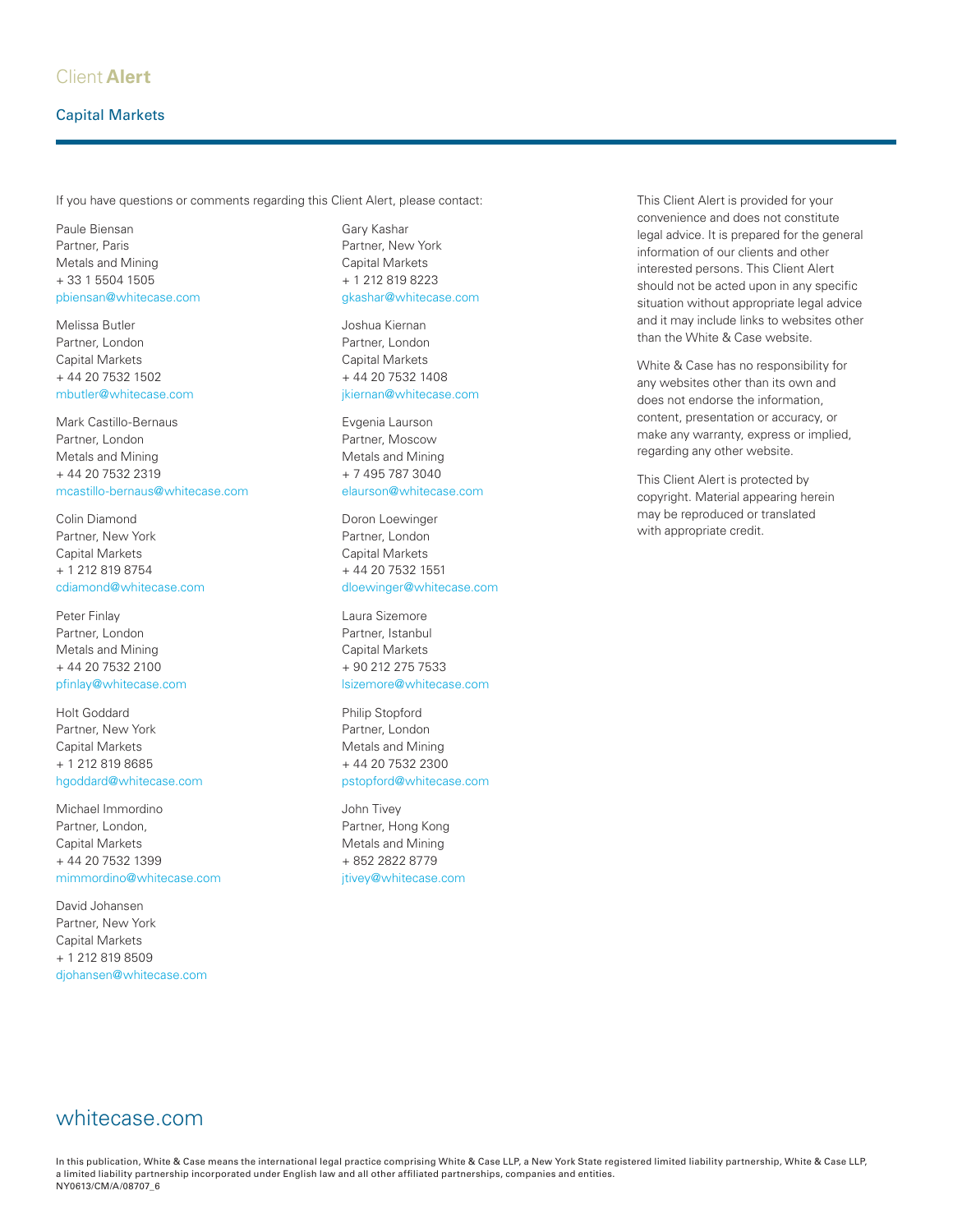If you have questions or comments regarding this Client Alert, please contact:

Paule Biensan
Partner, Paris
Metals and Mining
+ 33 1 5504 1505
pbiensan@whitecase.com

Melissa Butler
Partner, London
Capital Markets
+ 44 20 7532 1502
mbutler@whitecase.com

Mark Castillo-Bernaus
Partner, London
Metals and Mining
+ 44 20 7532 2319
mcastillo-bernaus@whitecase.com

Colin Diamond
Partner, New York
Capital Markets
+ 1 212 819 8754
cdiamond@whitecase.com

Peter Finlay
Partner, London
Metals and Mining
+ 44 20 7532 2100
pfinlay@whitecase.com

Holt Goddard
Partner, New York
Capital Markets
+ 1 212 819 8685
hgoddard@whitecase.com

Michael Immordino
Partner, London,
Capital Markets
+ 44 20 7532 1399
mimmordino@whitecase.com

David Johansen
Partner, New York
Capital Markets
+ 1 212 819 8509
djohansen@whitecase.com

Gary Kashar
Partner, New York
Capital Markets
+ 1 212 819 8223
gkashar@whitecase.com

Joshua Kiernan
Partner, London
Capital Markets
+ 44 20 7532 1408
jkiernan@whitecase.com

Evgenia Laurson
Partner, Moscow
Metals and Mining
+ 7 495 787 3040
elaurson@whitecase.com

Doron Loewinger
Partner, London
Capital Markets
+ 44 20 7532 1551
dloewinger@whitecase.com

Laura Sizemore
Partner, Istanbul
Capital Markets
+ 90 212 275 7533
lsizemore@whitecase.com

Philip Stopford
Partner, London
Metals and Mining
+ 44 20 7532 2300
pstopford@whitecase.com

John Tivey
Partner, Hong Kong
Metals and Mining
+ 852 2822 8779
jtivey@whitecase.com

This Client Alert is provided for your convenience and does not constitute legal advice. It is prepared for the general information of our clients and other interested persons. This Client Alert should not be acted upon in any specific situation without appropriate legal advice and it may include links to websites other than the White & Case website.

White & Case has no responsibility for any websites other than its own and does not endorse the information, content, presentation or accuracy, or make any warranty, express or implied, regarding any other website.

This Client Alert is protected by copyright. Material appearing herein may be reproduced or translated with appropriate credit.

whitecase.com

In this publication, White & Case means the international legal practice comprising White & Case LLP, a New York State registered limited liability partnership, White & Case LLP, a limited liability partnership incorporated under English law and all other affiliated partnerships, companies and entities.
NY0613/CM/A/08707_6